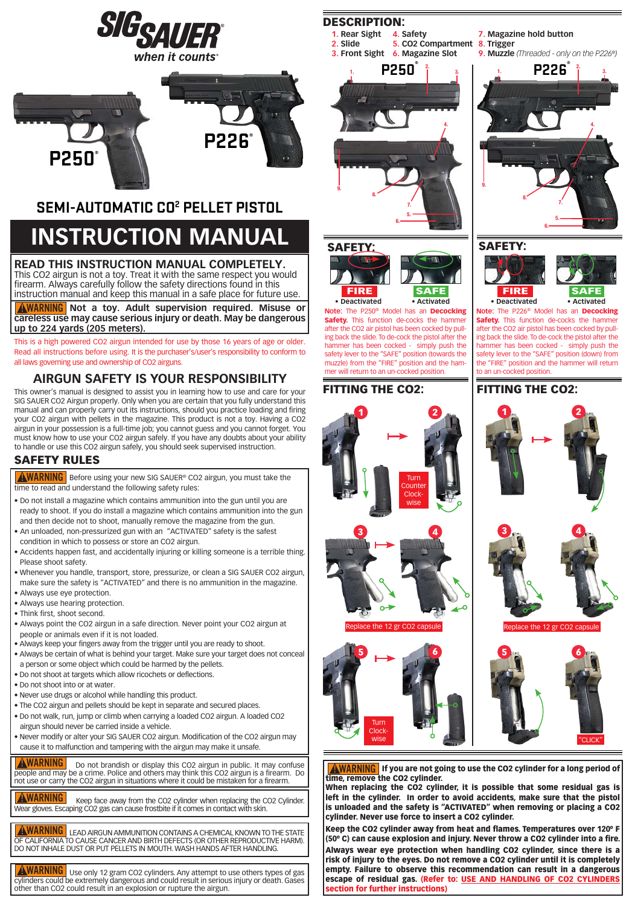SIG SAUER®

*when it counts®*

P250® P226®

## SEMI-AUTOMATIC $CO^2$ PELLET PISTOL

# INSTRUCTION MANUAL

## READ THIS INSTRUCTION MANUAL COMPLETELY.

This CO2 airgun is not a toy. Treat it with the same respect you would firearm. Always carefully follow the safety directions found in this instruction manual and keep this manual in a safe place for future use.

**⚠WARNING Not a toy. Adult supervision required. Misuse or careless use may cause serious injury or death. May be dangerous up to 224 yards (205 meters).**

This is a high powered CO2 airgun intended for use by those 16 years of age or older. Read all instructions before using. It is the purchaser's/user's responsibility to conform to all laws governing use and ownership of CO2 airguns.

## AIRGUN SAFETY IS YOUR RESPONSIBILITY

This owner's manual is designed to assist you in learning how to use and care for your SIG SAUER CO2 Airgun properly. Only when you are certain that you fully understand this manual and can properly carry out its instructions, should you practice loading and firing your CO2 airgun with pellets in the magazine. This product is not a toy. Having a CO2 airgun in your possession is a full-time job; you cannot guess and you cannot forget. You must know how to use your CO2 airgun safely. If you have any doubts about your ability to handle or use this CO2 airgun safely, you should seek supervised instruction.

## SAFETY RULES

**⚠WARNING** Before using your new SIG SAUER® CO2 airgun, you must take the time to read and understand the following safety rules:

- Do not install a magazine which contains ammunition into the gun until you are ready to shoot. If you do install a magazine which contains ammunition into the gun and then decide not to shoot, manually remove the magazine from the gun.
- An unloaded, non-pressurized gun with an "ACTIVATED" safety is the safest condition in which to possess or store an CO2 airgun.
- Accidents happen fast, and accidentally injuring or killing someone is a terrible thing. Please shoot safety.
- Whenever you handle, transport, store, pressurize, or clean a SIG SAUER CO2 airgun, make sure the safety is "ACTIVATED" and there is no ammunition in the magazine.
- Always use eye protection.
- Always use hearing protection.
- Think first, shoot second.
- Always point the CO2 airgun in a safe direction. Never point your CO2 airgun at people or animals even if it is not loaded.
- Always keep your fingers away from the trigger until you are ready to shoot.
- Always be certain of what is behind your target. Make sure your target does not conceal a person or some object which could be harmed by the pellets.
- Do not shoot at targets which allow ricochets or deflections.
- Do not shoot into or at water.
- Never use drugs or alcohol while handling this product.
- The CO2 airgun and pellets should be kept in separate and secured places.
- Do not walk, run, jump or climb when carrying a loaded CO2 airgun. A loaded CO2 airgun should never be carried inside a vehicle.
- Never modify or alter your SIG SAUER CO2 airgun. Modification of the CO2 airgun may cause it to malfunction and tampering with the airgun may make it unsafe.

**⚠WARNING** Do not brandish or display this CO2 airgun in public. It may confuse people and may be a crime. Police and others may think this CO2 airgun is a firearm. Do not use or carry the CO2 airgun in situations where it could be mistaken for a firearm.

**⚠WARNING** Keep face away from the CO2 cylinder when replacing the CO2 Cylinder. Wear gloves. Escaping CO2 gas can cause frostbite if it comes in contact with skin.

**⚠WARNING** LEAD AIRGUN AMMUNITION CONTAINS A CHEMICAL KNOWN TO THE STATE OF CALIFORNIA TO CAUSE CANCER AND BIRTH DEFECTS (OR OTHER REPRODUCTIVE HARM). DO NOT INHALE DUST OR PUT PELLETS IN MOUTH. WASH HANDS AFTER HANDLING.

**⚠WARNING** Use only 12 gram CO2 cylinders. Any attempt to use others types of gas cylinders could be extremely dangerous and could result in serious injury or death. Gases other than CO2 could result in an explosion or rupture the airgun.

## DESCRIPTION:

1. Rear Sight
2. Slide
3. Front Sight
4. Safety
5. CO2 Compartment
6. Magazine Slot
7. Magazine hold button
8. Trigger
9. Muzzle *(Threaded - only on the P226®)*

### P250®

1. 2. 3. 4. 5. 6. 7. 8. 9.

#### SAFETY:

FIRE • Deactivated — SAFE • Activated

**Note:** The P250® Model has an **Decocking Safety.** This function de-cocks the hammer after the CO2 air pistol has been cocked by pulling back the slide. To de-cock the pistol after the hammer has been cocked - simply push the safety lever to the "SAFE" position (towards the muzzle) from the "FIRE" position and the hammer will return to an un-cocked position.

#### FITTING THE CO2:

1 → 2: Turn Counter Clock-wise

3 → 4: Replace the 12 gr CO2 capsule

5 → 6: Turn Clock-wise

### P226®

1. 2. 3. 4. 5. 6. 7. 8. 9.

#### SAFETY:

FIRE • Deactivated — SAFE • Activated

**Note:** The P226® Model has an **Decocking Safety.** This function de-cocks the hammer after the CO2 air pistol has been cocked by pulling back the slide. To de-cock the pistol after the hammer has been cocked - simply push the safety lever to the "SAFE" position (down) from the "FIRE" position and the hammer will return to an un-cocked position.

#### FITTING THE CO2:

1 → 2

3 → 4: Replace the 12 gr CO2 capsule

5 → 6: "CLICK"

**⚠WARNING If you are not going to use the CO2 cylinder for a long period of time, remove the CO2 cylinder.**

**When replacing the CO2 cylinder, it is possible that some residual gas is left in the cylinder. In order to avoid accidents, make sure that the pistol is unloaded and the safety is "ACTIVATED" when removing or placing a CO2 cylinder. Never use force to insert a CO2 cylinder.**

**Keep the CO2 cylinder away from heat and flames. Temperatures over 120º F (50º C) can cause explosion and injury. Never throw a CO2 cylinder into a fire.**

**Always wear eye protection when handling CO2 cylinder, since there is a risk of injury to the eyes. Do not remove a CO2 cylinder until it is completely empty. Failure to observe this recommendation can result in a dangerous escape of residual gas. (Refer to: USE AND HANDLING OF CO2 CYLINDERS section for further instructions)**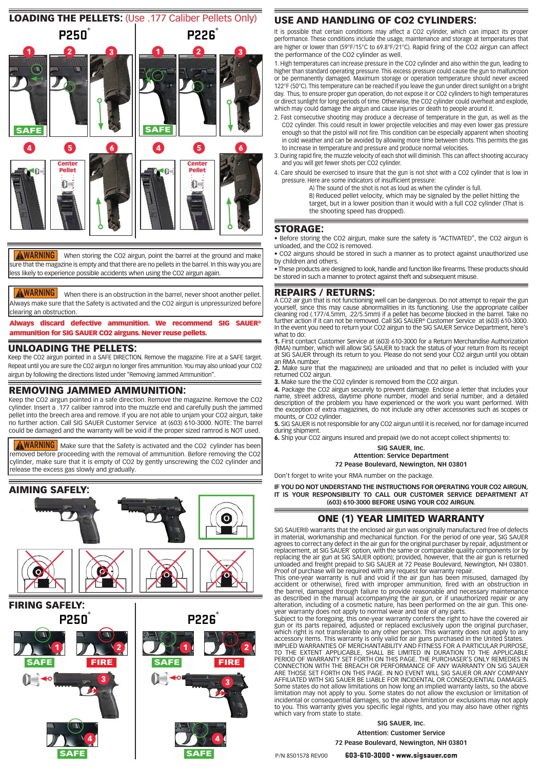## LOADING THE PELLETS: (Use .177 Caliber Pellets Only)

P250®

P226®

SAFE

Center Pellet

**WARNING** When storing the CO2 airgun, point the barrel at the ground and make sure that the magazine is empty and that there are no pellets in the barrel. In this way you are less likely to experience possible accidents when using the CO2 airgun again.

**WARNING** When there is an obstruction in the barrel, never shoot another pellet. Always make sure that the Safety is activated and the CO2 airgun is unpressurized before clearing an obstruction.

**Always discard defective ammunition. We recommend SIG SAUER® ammunition for SIG SAUER CO2 airguns. Never reuse pellets.**

## UNLOADING THE PELLETS:

Keep the CO2 airgun pointed in a SAFE DIRECTION. Remove the magazine. Fire at a SAFE target. Repeat until you are sure the CO2 airgun no longer fires ammunition. You may also unload your CO2 airgun by following the directions listed under "Removing Jammed Ammunition".

## REMOVING JAMMED AMMUNITION:

Keep the CO2 airgun pointed in a safe direction. Remove the magazine. Remove the CO2 cylinder. Insert a .177 caliber ramrod into the muzzle end and carefully push the jammed pellet into the breech area and remove. If you are not able to unjam your CO2 airgun, take no further action. Call SIG SAUER Customer Service at (603) 610-3000. NOTE: The barrel could be damaged and the warranty will be void if the proper sized ramrod is NOT used.

**WARNING** Make sure that the Safety is activated and the CO2 cylinder has been removed before proceeding with the removal of ammunition. Before removing the CO2 cylinder, make sure that it is empty of CO2 by gently unscrewing the CO2 cylinder and release the excess gas slowly and gradually.

## AIMING SAFELY:

## FIRING SAFELY:

P250®

SAFE FIRE SAFE

P226®

SAFE FIRE SAFE

## USE AND HANDLING OF CO2 CYLINDERS:

It is possible that certain conditions may affect a CO2 cylinder, which can impact its proper performance. These conditions include the usage, maintenance and storage at temperatures that are higher or lower than (59°F/15°C to 69.8°F/21°C). Rapid firing of the CO2 airgun can affect the performance of the CO2 cylinder as well.

1. High temperatures can increase pressure in the CO2 cylinder and also within the gun, leading to higher than standard operating pressure. This excess pressure could cause the gun to malfunction or be permanently damaged. Maximum storage or operation temperature should never exceed 122°F (50°C). This temperature can be reached if you leave the gun under direct sunlight on a bright day. Thus, to ensure proper gun operation, do not expose it or CO2 cylinders to high temperatures or direct sunlight for long periods of time. Otherwise, the CO2 cylinder could overheat and explode, which may could damage the airgun and cause injuries or death to people around it.
2. Fast consecutive shooting may produce a decrease of temperature in the gun, as well as the CO2 cylinder. This could result in lower projectile velocities and may even lower gas pressure enough so that the pistol will not fire. This condition can be especially apparent when shooting in cold weather and can be avoided by allowing more time between shots. This permits the gas to increase in temperature and pressure and produce normal velocities.
3. During rapid fire, the muzzle velocity of each shot will diminish. This can affect shooting accuracy and you will get fewer shots per CO2 cylinder.
4. Care should be exercised to insure that the gun is not shot with a CO2 cylinder that is low in pressure. Here are some indicators of insufficient pressure:
   A) The sound of the shot is not as loud as when the cylinder is full.
   B) Reduced pellet velocity, which may be signaled by the pellet hitting the target, but in a lower position than it would with a full CO2 cylinder (That is the shooting speed has dropped).

## STORAGE:

- Before storing the CO2 airgun, make sure the safety is "ACTIVATED", the CO2 airgun is unloaded, and the CO2 is removed.
- CO2 airguns should be stored in such a manner as to protect against unauthorized use by children and others.
- These products are designed to look, handle and function like firearms. These products should be stored in such a manner to protect against theft and subsequent misuse.

## REPAIRS / RETURNS:

A CO2 air gun that is not functioning well can be dangerous. Do not attempt to repair the gun yourself, since this may cause abnormalities in its functioning. Use the appropriate caliber cleaning rod (.177/4.5mm, .22/5.5mm) if a pellet has become blocked in the barrel. Take no further action if it can not be removed. Call SIG SAUER® Customer Service at (603) 610-3000. In the event you need to return your CO2 airgun to the SIG SAUER Service Department, here's what to do:

**1.** First contact Customer Service at (603) 610-3000 for a Return Merchandise Authorization (RMA) number, which will allow SIG SAUER to track the status of your return from its receipt at SIG SAUER through its return to you. Please do not send your CO2 airgun until you obtain an RMA number.
**2.** Make sure that the magazine(s) are unloaded and that no pellet is included with your returned CO2 airgun.
**3.** Make sure the the CO2 cylinder is removed from the CO2 airgun.
**4.** Package the CO2 airgun securely to prevent damage. Enclose a letter that includes your name, street address, daytime phone number, model and serial number, and a detailed description of the problem you have experienced or the work you want performed. With the exception of extra magazines, do not include any other accessories such as scopes or mounts, or CO2 cylinder.
**5.** SIG SAUER is not responsible for any CO2 airgun until it is received, nor for damage incurred during shipment.
**6.** Ship your CO2 airguns insured and prepaid (we do not accept collect shipments) to:

**SIG SAUER, Inc.**
**Attention: Service Department**
**72 Pease Boulevard, Newington, NH 03801**

Don't forget to write your RMA number on the package.

**IF YOU DO NOT UNDERSTAND THE INSTRUCTIONS FOR OPERATING YOUR CO2 AIRGUN, IT IS YOUR RESPONSIBILITY TO CALL OUR CUSTOMER SERVICE DEPARTMENT AT (603) 610-3000 BEFORE USING YOUR CO2 AIRGUN.**

## ONE (1) YEAR LIMITED WARRANTY

SIG SAUER® warrants that the enclosed air gun was originally manufactured free of defects in material, workmanship and mechanical function. For the period of one year, SIG SAUER agrees to correct any defect in the air gun for the original purchaser by repair, adjustment or replacement, at SIG SAUER' option, with the same or comparable quality components (or by replacing the air gun at SIG SAUER option); provided, however, that the air gun is returned unloaded and freight prepaid to SIG SAUER at 72 Pease Boulevard, Newington, NH 03801. Proof of purchase will be required with any request for warranty repair.

This one-year warranty is null and void if the air gun has been misused, damaged (by accident or otherwise), fired with improper ammunition, fired with an obstruction in the barrel, damaged through failure to provide reasonable and necessary maintenance as described in the manual accompanying the air gun, or if unauthorized repair or any alteration, including of a cosmetic nature, has been performed on the air gun. This one-year warranty does not apply to normal wear and tear of any parts.

Subject to the foregoing, this one-year warranty confers the right to have the covered air gun or its parts repaired, adjusted or replaced exclusively upon the original purchaser, which right is not transferable to any other person. This warranty does not apply to any accessory items. This warranty is only valid for air guns purchased in the United States.

IMPLIED WARRANTIES OF MERCHANTABILITY AND FITNESS FOR A PARTICULAR PURPOSE, TO THE EXTENT APPLICABLE, SHALL BE LIMITED IN DURATION TO THE APPLICABLE PERIOD OF WARRANTY SET FORTH ON THIS PAGE. THE PURCHASER'S ONLY REMEDIES IN CONNECTION WITH THE BREACH OR PERFORMANCE OF ANY WARRANTY ON SIG SAUER ARE THOSE SET FORTH ON THIS PAGE. IN NO EVENT WILL SIG SAUER OR ANY COMPANY AFFILIATED WITH SIG SAUER BE LIABLE FOR INCIDENTAL OR CONSEQUENTIAL DAMAGES. Some states do not allow limitations on how long an implied warranty lasts, so the above limitation may not apply to you. Some states do not allow the exclusion or limitation of incidental or consequential damages, so the above limitation or exclusions may not apply to you. This warranty gives you specific legal rights, and you may also have other rights which vary from state to state.

**SIG SAUER, Inc.**
**Attention: Customer Service**
**72 Pease Boulevard, Newington, NH 03801**

P/N 8501578 REV00 **603-610-3000 • www.sigsauer.com**